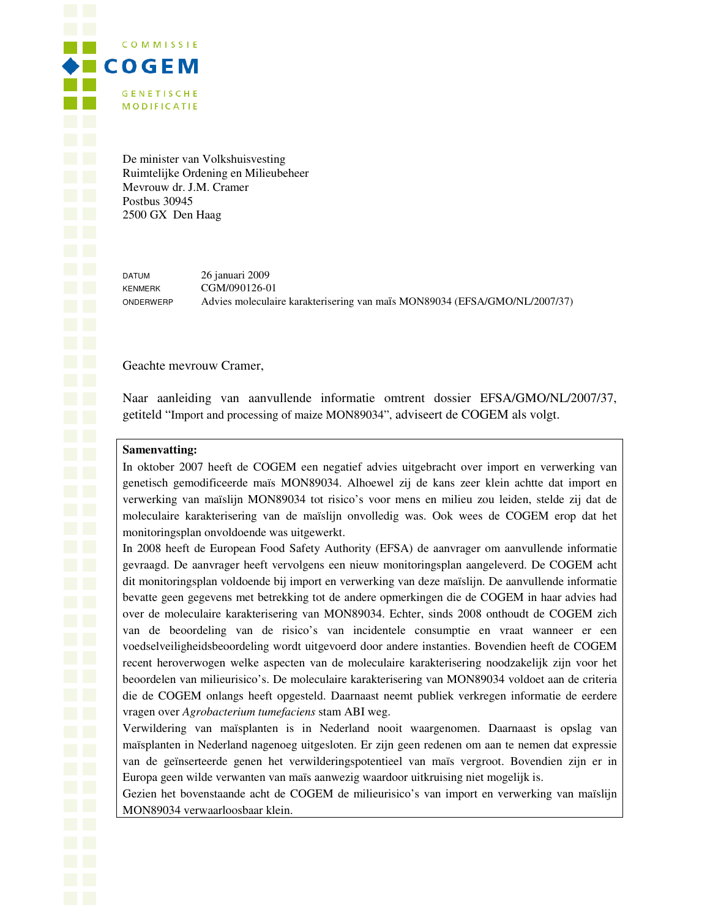COMMISSIE

**COGEM**

GENETISCHE MODIFICATIE

De minister van Volkshuisvesting
Ruimtelijke Ordening en Milieubeheer
Mevrouw dr. J.M. Cramer
Postbus 30945
2500 GX Den Haag

| | |
|---|---|
| DATUM | 26 januari 2009 |
| KENMERK | CGM/090126-01 |
| ONDERWERP | Advies moleculaire karakterisering van maïs MON89034 (EFSA/GMO/NL/2007/37) |

Geachte mevrouw Cramer,

Naar aanleiding van aanvullende informatie omtrent dossier EFSA/GMO/NL/2007/37, getiteld "Import and processing of maize MON89034", adviseert de COGEM als volgt.

**Samenvatting:**

In oktober 2007 heeft de COGEM een negatief advies uitgebracht over import en verwerking van genetisch gemodificeerde maïs MON89034. Alhoewel zij de kans zeer klein achtte dat import en verwerking van maïslijn MON89034 tot risico's voor mens en milieu zou leiden, stelde zij dat de moleculaire karakterisering van de maïslijn onvolledig was. Ook wees de COGEM erop dat het monitoringsplan onvoldoende was uitgewerkt.

In 2008 heeft de European Food Safety Authority (EFSA) de aanvrager om aanvullende informatie gevraagd. De aanvrager heeft vervolgens een nieuw monitoringsplan aangeleverd. De COGEM acht dit monitoringsplan voldoende bij import en verwerking van deze maïslijn. De aanvullende informatie bevatte geen gegevens met betrekking tot de andere opmerkingen die de COGEM in haar advies had over de moleculaire karakterisering van MON89034. Echter, sinds 2008 onthoudt de COGEM zich van de beoordeling van de risico's van incidentele consumptie en vraat wanneer er een voedselveiligheidsbeoordeling wordt uitgevoerd door andere instanties. Bovendien heeft de COGEM recent heroverwogen welke aspecten van de moleculaire karakterisering noodzakelijk zijn voor het beoordelen van milieurisico's. De moleculaire karakterisering van MON89034 voldoet aan de criteria die de COGEM onlangs heeft opgesteld. Daarnaast neemt publiek verkregen informatie de eerdere vragen over *Agrobacterium tumefaciens* stam ABI weg.

Verwildering van maïsplanten is in Nederland nooit waargenomen. Daarnaast is opslag van maïsplanten in Nederland nagenoeg uitgesloten. Er zijn geen redenen om aan te nemen dat expressie van de geïnserteerde genen het verwilderingspotentieel van maïs vergroot. Bovendien zijn er in Europa geen wilde verwanten van maïs aanwezig waardoor uitkruising niet mogelijk is.

Gezien het bovenstaande acht de COGEM de milieurisico's van import en verwerking van maïslijn MON89034 verwaarloosbaar klein.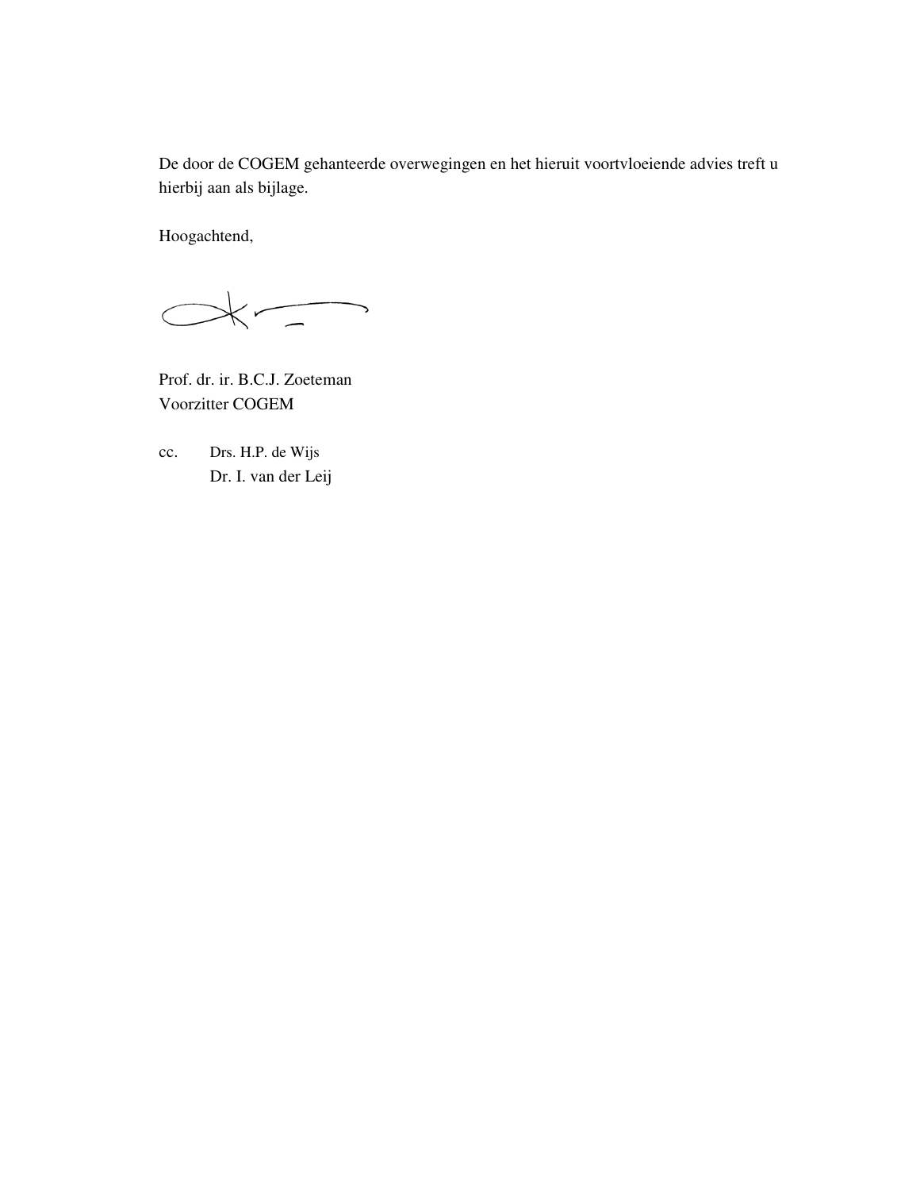De door de COGEM gehanteerde overwegingen en het hieruit voortvloeiende advies treft u hierbij aan als bijlage.

Hoogachtend,

Prof. dr. ir. B.C.J. Zoeteman  
Voorzitter COGEM

cc. Drs. H.P. de Wijs  
Dr. I. van der Leij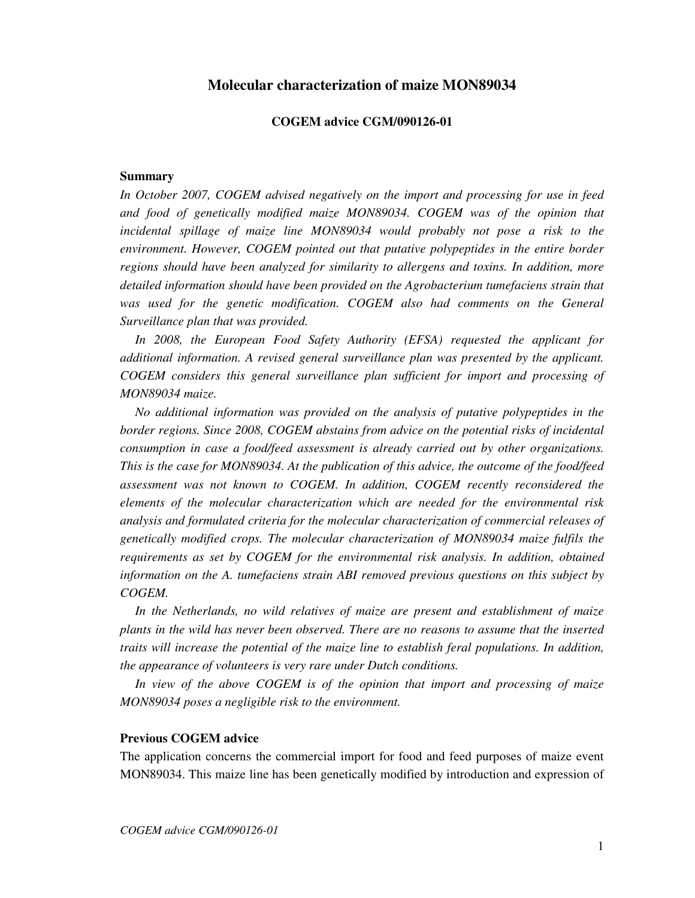# Molecular characterization of maize MON89034

**COGEM advice CGM/090126-01**

**Summary**

*In October 2007, COGEM advised negatively on the import and processing for use in feed and food of genetically modified maize MON89034. COGEM was of the opinion that incidental spillage of maize line MON89034 would probably not pose a risk to the environment. However, COGEM pointed out that putative polypeptides in the entire border regions should have been analyzed for similarity to allergens and toxins. In addition, more detailed information should have been provided on the Agrobacterium tumefaciens strain that was used for the genetic modification. COGEM also had comments on the General Surveillance plan that was provided.*

*In 2008, the European Food Safety Authority (EFSA) requested the applicant for additional information. A revised general surveillance plan was presented by the applicant. COGEM considers this general surveillance plan sufficient for import and processing of MON89034 maize.*

*No additional information was provided on the analysis of putative polypeptides in the border regions. Since 2008, COGEM abstains from advice on the potential risks of incidental consumption in case a food/feed assessment is already carried out by other organizations. This is the case for MON89034. At the publication of this advice, the outcome of the food/feed assessment was not known to COGEM. In addition, COGEM recently reconsidered the elements of the molecular characterization which are needed for the environmental risk analysis and formulated criteria for the molecular characterization of commercial releases of genetically modified crops. The molecular characterization of MON89034 maize fulfils the requirements as set by COGEM for the environmental risk analysis. In addition, obtained information on the A. tumefaciens strain ABI removed previous questions on this subject by COGEM.*

*In the Netherlands, no wild relatives of maize are present and establishment of maize plants in the wild has never been observed. There are no reasons to assume that the inserted traits will increase the potential of the maize line to establish feral populations. In addition, the appearance of volunteers is very rare under Dutch conditions.*

*In view of the above COGEM is of the opinion that import and processing of maize MON89034 poses a negligible risk to the environment.*

**Previous COGEM advice**

The application concerns the commercial import for food and feed purposes of maize event MON89034. This maize line has been genetically modified by introduction and expression of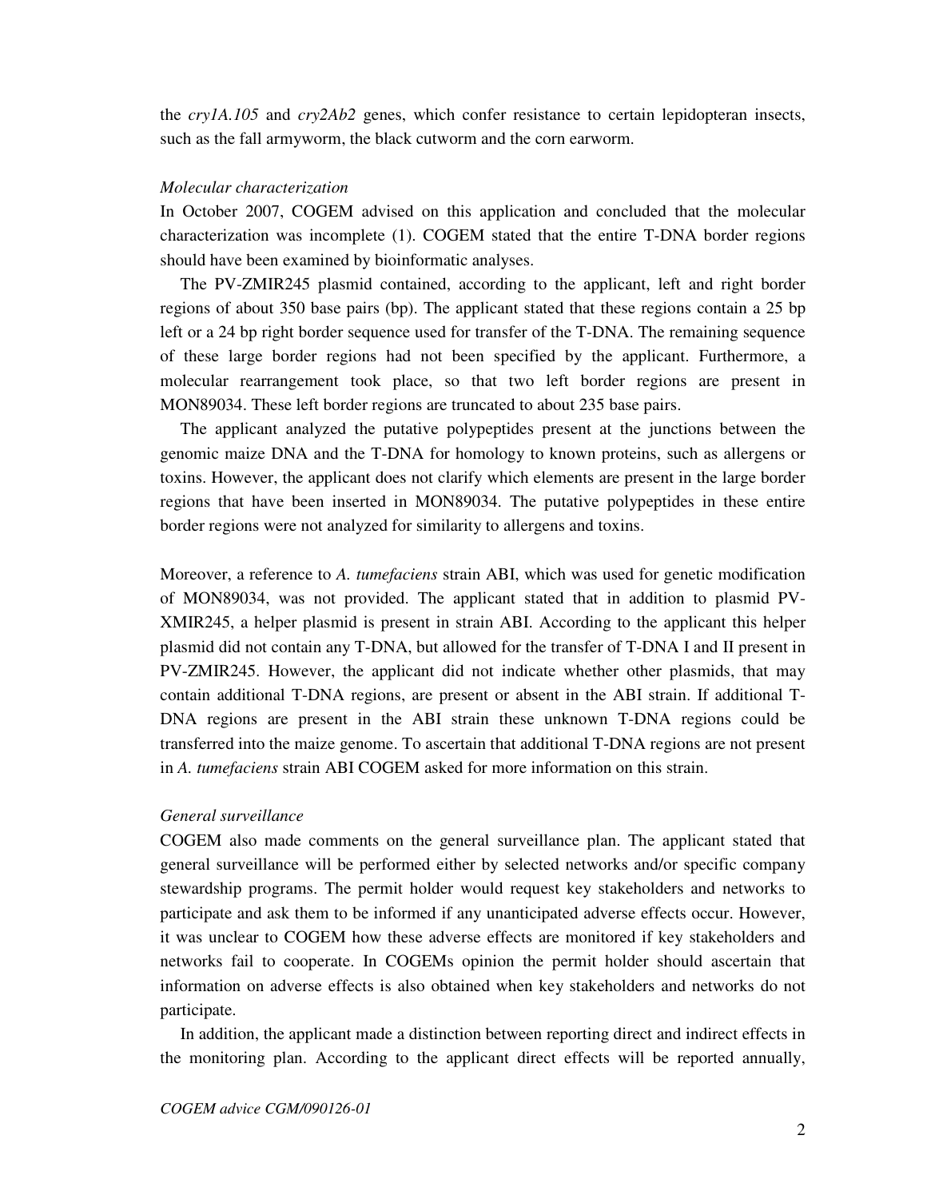the *cry1A.105* and *cry2Ab2* genes, which confer resistance to certain lepidopteran insects, such as the fall armyworm, the black cutworm and the corn earworm.

*Molecular characterization*

In October 2007, COGEM advised on this application and concluded that the molecular characterization was incomplete (1). COGEM stated that the entire T-DNA border regions should have been examined by bioinformatic analyses.

The PV-ZMIR245 plasmid contained, according to the applicant, left and right border regions of about 350 base pairs (bp). The applicant stated that these regions contain a 25 bp left or a 24 bp right border sequence used for transfer of the T-DNA. The remaining sequence of these large border regions had not been specified by the applicant. Furthermore, a molecular rearrangement took place, so that two left border regions are present in MON89034. These left border regions are truncated to about 235 base pairs.

The applicant analyzed the putative polypeptides present at the junctions between the genomic maize DNA and the T-DNA for homology to known proteins, such as allergens or toxins. However, the applicant does not clarify which elements are present in the large border regions that have been inserted in MON89034. The putative polypeptides in these entire border regions were not analyzed for similarity to allergens and toxins.

Moreover, a reference to *A. tumefaciens* strain ABI, which was used for genetic modification of MON89034, was not provided. The applicant stated that in addition to plasmid PV-XMIR245, a helper plasmid is present in strain ABI. According to the applicant this helper plasmid did not contain any T-DNA, but allowed for the transfer of T-DNA I and II present in PV-ZMIR245. However, the applicant did not indicate whether other plasmids, that may contain additional T-DNA regions, are present or absent in the ABI strain. If additional T-DNA regions are present in the ABI strain these unknown T-DNA regions could be transferred into the maize genome. To ascertain that additional T-DNA regions are not present in *A. tumefaciens* strain ABI COGEM asked for more information on this strain.

*General surveillance*

COGEM also made comments on the general surveillance plan. The applicant stated that general surveillance will be performed either by selected networks and/or specific company stewardship programs. The permit holder would request key stakeholders and networks to participate and ask them to be informed if any unanticipated adverse effects occur. However, it was unclear to COGEM how these adverse effects are monitored if key stakeholders and networks fail to cooperate. In COGEMs opinion the permit holder should ascertain that information on adverse effects is also obtained when key stakeholders and networks do not participate.

In addition, the applicant made a distinction between reporting direct and indirect effects in the monitoring plan. According to the applicant direct effects will be reported annually,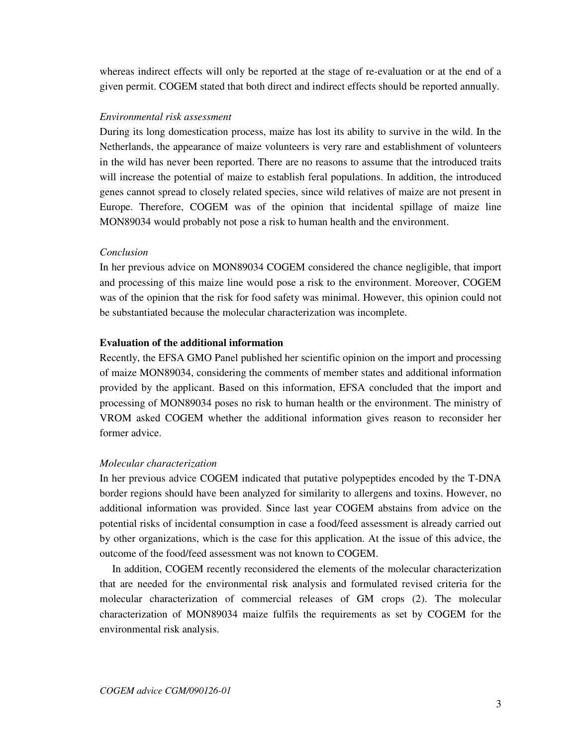whereas indirect effects will only be reported at the stage of re-evaluation or at the end of a given permit. COGEM stated that both direct and indirect effects should be reported annually.

*Environmental risk assessment*

During its long domestication process, maize has lost its ability to survive in the wild. In the Netherlands, the appearance of maize volunteers is very rare and establishment of volunteers in the wild has never been reported. There are no reasons to assume that the introduced traits will increase the potential of maize to establish feral populations. In addition, the introduced genes cannot spread to closely related species, since wild relatives of maize are not present in Europe. Therefore, COGEM was of the opinion that incidental spillage of maize line MON89034 would probably not pose a risk to human health and the environment.

*Conclusion*

In her previous advice on MON89034 COGEM considered the chance negligible, that import and processing of this maize line would pose a risk to the environment. Moreover, COGEM was of the opinion that the risk for food safety was minimal. However, this opinion could not be substantiated because the molecular characterization was incomplete.

**Evaluation of the additional information**

Recently, the EFSA GMO Panel published her scientific opinion on the import and processing of maize MON89034, considering the comments of member states and additional information provided by the applicant. Based on this information, EFSA concluded that the import and processing of MON89034 poses no risk to human health or the environment. The ministry of VROM asked COGEM whether the additional information gives reason to reconsider her former advice.

*Molecular characterization*

In her previous advice COGEM indicated that putative polypeptides encoded by the T-DNA border regions should have been analyzed for similarity to allergens and toxins. However, no additional information was provided. Since last year COGEM abstains from advice on the potential risks of incidental consumption in case a food/feed assessment is already carried out by other organizations, which is the case for this application. At the issue of this advice, the outcome of the food/feed assessment was not known to COGEM.

In addition, COGEM recently reconsidered the elements of the molecular characterization that are needed for the environmental risk analysis and formulated revised criteria for the molecular characterization of commercial releases of GM crops (2). The molecular characterization of MON89034 maize fulfils the requirements as set by COGEM for the environmental risk analysis.

*COGEM advice CGM/090126-01*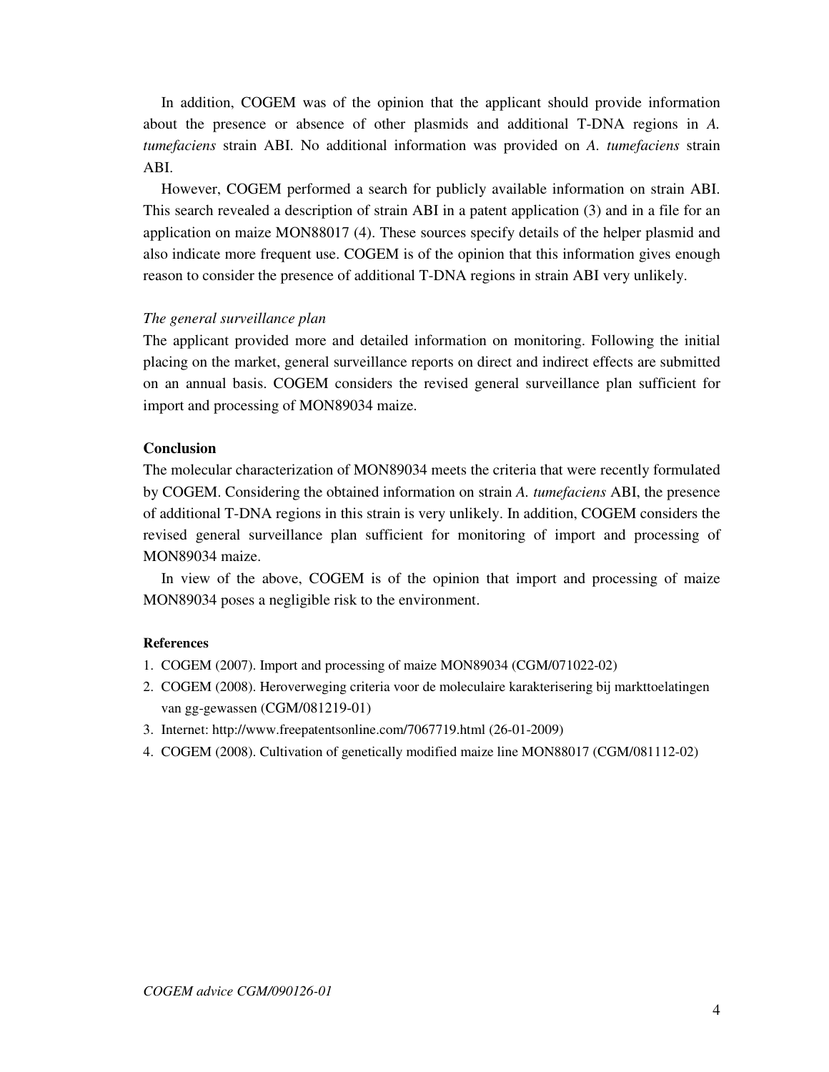In addition, COGEM was of the opinion that the applicant should provide information about the presence or absence of other plasmids and additional T-DNA regions in *A. tumefaciens* strain ABI. No additional information was provided on *A. tumefaciens* strain ABI.

However, COGEM performed a search for publicly available information on strain ABI. This search revealed a description of strain ABI in a patent application (3) and in a file for an application on maize MON88017 (4). These sources specify details of the helper plasmid and also indicate more frequent use. COGEM is of the opinion that this information gives enough reason to consider the presence of additional T-DNA regions in strain ABI very unlikely.

*The general surveillance plan*

The applicant provided more and detailed information on monitoring. Following the initial placing on the market, general surveillance reports on direct and indirect effects are submitted on an annual basis. COGEM considers the revised general surveillance plan sufficient for import and processing of MON89034 maize.

**Conclusion**

The molecular characterization of MON89034 meets the criteria that were recently formulated by COGEM. Considering the obtained information on strain *A. tumefaciens* ABI, the presence of additional T-DNA regions in this strain is very unlikely. In addition, COGEM considers the revised general surveillance plan sufficient for monitoring of import and processing of MON89034 maize.

In view of the above, COGEM is of the opinion that import and processing of maize MON89034 poses a negligible risk to the environment.

**References**

1. COGEM (2007). Import and processing of maize MON89034 (CGM/071022-02)
2. COGEM (2008). Heroverweging criteria voor de moleculaire karakterisering bij markttoelatingen van gg-gewassen (CGM/081219-01)
3. Internet: http://www.freepatentsonline.com/7067719.html (26-01-2009)
4. COGEM (2008). Cultivation of genetically modified maize line MON88017 (CGM/081112-02)